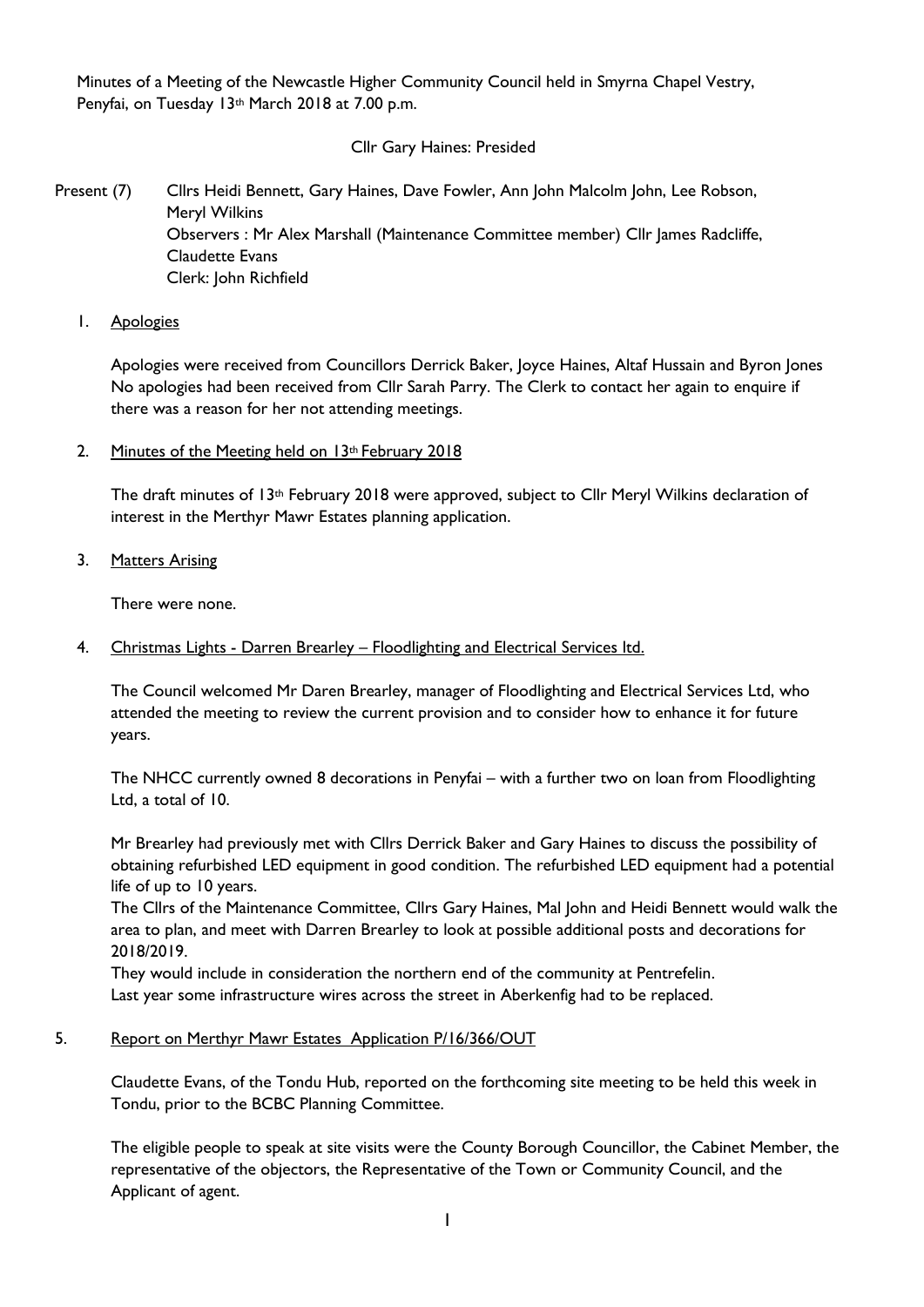Minutes of a Meeting of the Newcastle Higher Community Council held in Smyrna Chapel Vestry, Penyfai, on Tuesday 13th March 2018 at 7.00 p.m.

Cllr Gary Haines: Presided

Present (7) Cllrs Heidi Bennett, Gary Haines, Dave Fowler, Ann John Malcolm John, Lee Robson, Meryl Wilkins
Observers : Mr Alex Marshall (Maintenance Committee member) Cllr James Radcliffe, Claudette Evans
Clerk: John Richfield

1. Apologies

Apologies were received from Councillors Derrick Baker, Joyce Haines, Altaf Hussain and Byron Jones No apologies had been received from Cllr Sarah Parry. The Clerk to contact her again to enquire if there was a reason for her not attending meetings.

2. Minutes of the Meeting held on 13th February 2018

The draft minutes of 13th February 2018 were approved, subject to Cllr Meryl Wilkins declaration of interest in the Merthyr Mawr Estates planning application.

3. Matters Arising

There were none.

4. Christmas Lights - Darren Brearley – Floodlighting and Electrical Services ltd.

The Council welcomed Mr Daren Brearley, manager of Floodlighting and Electrical Services Ltd, who attended the meeting to review the current provision and to consider how to enhance it for future years.

The NHCC currently owned 8 decorations in Penyfai – with a further two on loan from Floodlighting Ltd, a total of 10.

Mr Brearley had previously met with Cllrs Derrick Baker and Gary Haines to discuss the possibility of obtaining refurbished LED equipment in good condition. The refurbished LED equipment had a potential life of up to 10 years.
The Cllrs of the Maintenance Committee, Cllrs Gary Haines, Mal John and Heidi Bennett would walk the area to plan, and meet with Darren Brearley to look at possible additional posts and decorations for 2018/2019.
They would include in consideration the northern end of the community at Pentrefelin.
Last year some infrastructure wires across the street in Aberkenfig had to be replaced.

5. Report on Merthyr Mawr Estates Application P/16/366/OUT

Claudette Evans, of the Tondu Hub, reported on the forthcoming site meeting to be held this week in Tondu, prior to the BCBC Planning Committee.

The eligible people to speak at site visits were the County Borough Councillor, the Cabinet Member, the representative of the objectors, the Representative of the Town or Community Council, and the Applicant of agent.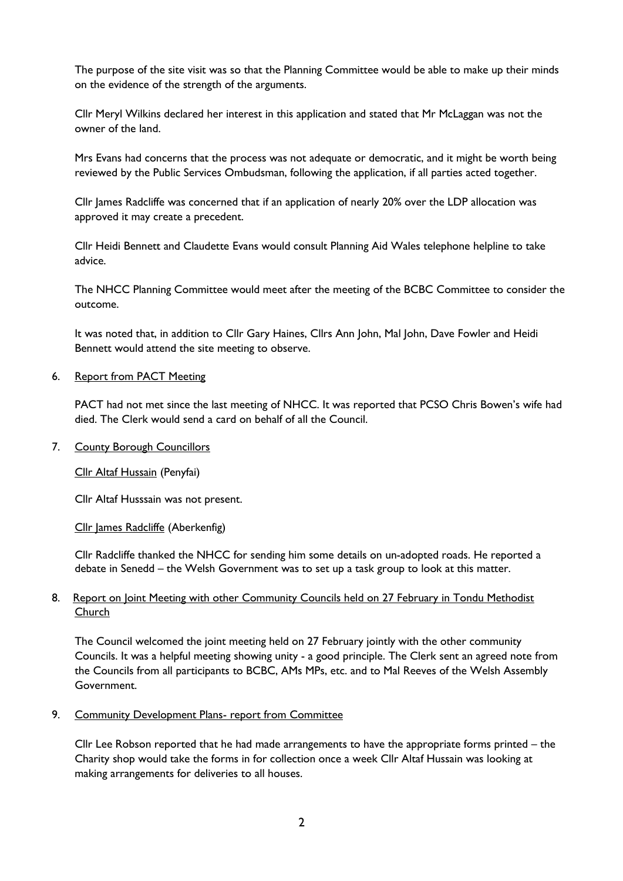The purpose of the site visit was so that the Planning Committee would be able to make up their minds on the evidence of the strength of the arguments.

Cllr Meryl Wilkins declared her interest in this application and stated that Mr McLaggan was not the owner of the land.

Mrs Evans had concerns that the process was not adequate or democratic, and it might be worth being reviewed by the Public Services Ombudsman, following the application, if all parties acted together.

Cllr James Radcliffe was concerned that if an application of nearly 20% over the LDP allocation was approved it may create a precedent.

Cllr Heidi Bennett and Claudette Evans would consult Planning Aid Wales telephone helpline to take advice.

The NHCC Planning Committee would meet after the meeting of the BCBC Committee to consider the outcome.

It was noted that, in addition to Cllr Gary Haines, Cllrs Ann John, Mal John, Dave Fowler and Heidi Bennett would attend the site meeting to observe.

6. Report from PACT Meeting

PACT had not met since the last meeting of NHCC. It was reported that PCSO Chris Bowen's wife had died. The Clerk would send a card on behalf of all the Council.

7. County Borough Councillors

Cllr Altaf Hussain (Penyfai)

Cllr Altaf Husssain was not present.

Cllr James Radcliffe (Aberkenfig)

Cllr Radcliffe thanked the NHCC for sending him some details on un-adopted roads. He reported a debate in Senedd – the Welsh Government was to set up a task group to look at this matter.

8. Report on Joint Meeting with other Community Councils held on 27 February in Tondu Methodist Church

The Council welcomed the joint meeting held on 27 February jointly with the other community Councils. It was a helpful meeting showing unity - a good principle. The Clerk sent an agreed note from the Councils from all participants to BCBC, AMs MPs, etc. and to Mal Reeves of the Welsh Assembly Government.

9. Community Development Plans- report from Committee

Cllr Lee Robson reported that he had made arrangements to have the appropriate forms printed – the Charity shop would take the forms in for collection once a week Cllr Altaf Hussain was looking at making arrangements for deliveries to all houses.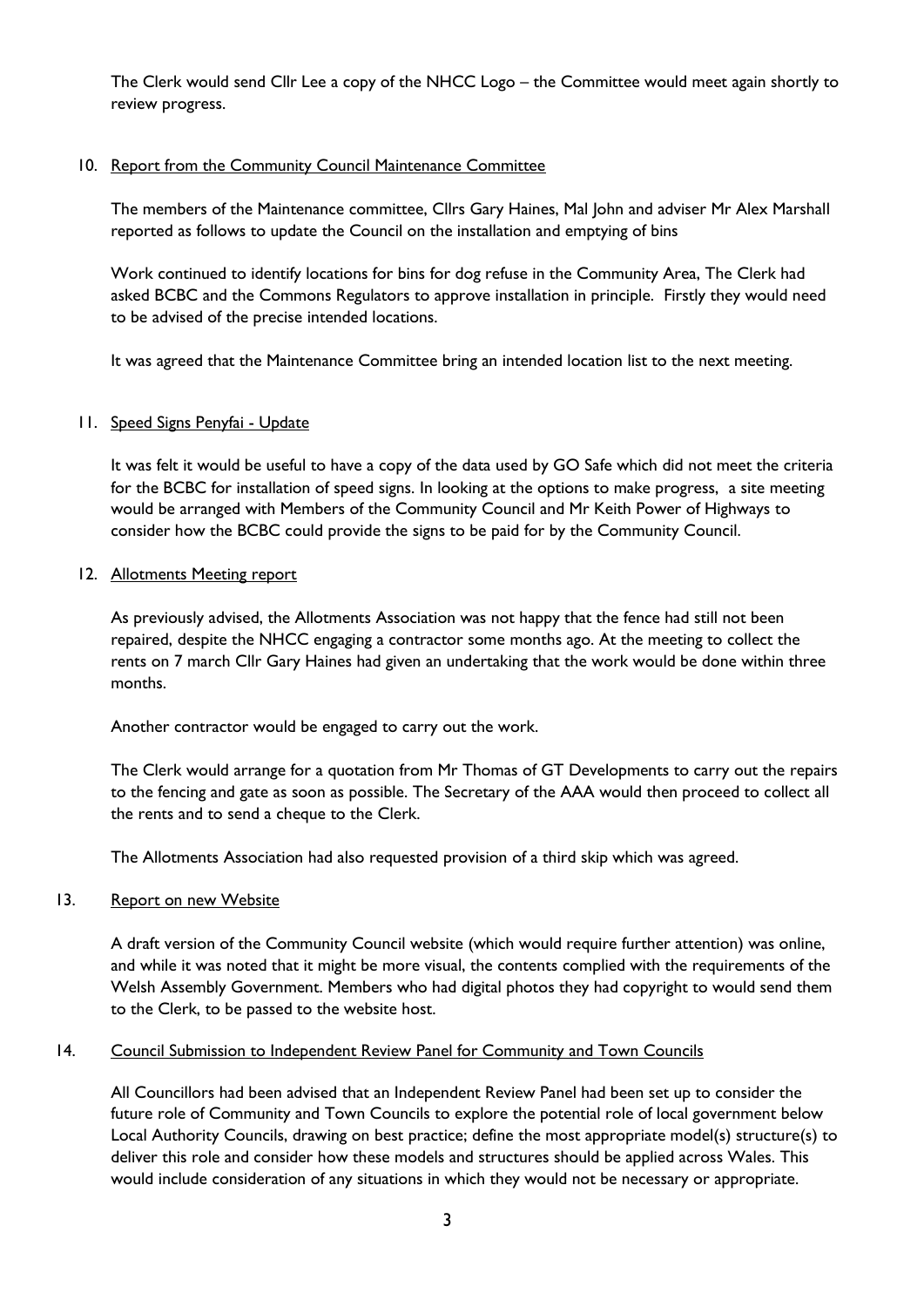The Clerk would send Cllr Lee a copy of the NHCC Logo – the Committee would meet again shortly to review progress.

10. Report from the Community Council Maintenance Committee

The members of the Maintenance committee, Cllrs Gary Haines, Mal John and adviser Mr Alex Marshall reported as follows to update the Council on the installation and emptying of bins

Work continued to identify locations for bins for dog refuse in the Community Area, The Clerk had asked BCBC and the Commons Regulators to approve installation in principle. Firstly they would need to be advised of the precise intended locations.

It was agreed that the Maintenance Committee bring an intended location list to the next meeting.

11. Speed Signs Penyfai - Update

It was felt it would be useful to have a copy of the data used by GO Safe which did not meet the criteria for the BCBC for installation of speed signs. In looking at the options to make progress, a site meeting would be arranged with Members of the Community Council and Mr Keith Power of Highways to consider how the BCBC could provide the signs to be paid for by the Community Council.

12. Allotments Meeting report

As previously advised, the Allotments Association was not happy that the fence had still not been repaired, despite the NHCC engaging a contractor some months ago. At the meeting to collect the rents on 7 march Cllr Gary Haines had given an undertaking that the work would be done within three months.

Another contractor would be engaged to carry out the work.

The Clerk would arrange for a quotation from Mr Thomas of GT Developments to carry out the repairs to the fencing and gate as soon as possible. The Secretary of the AAA would then proceed to collect all the rents and to send a cheque to the Clerk.

The Allotments Association had also requested provision of a third skip which was agreed.

13. Report on new Website

A draft version of the Community Council website (which would require further attention) was online, and while it was noted that it might be more visual, the contents complied with the requirements of the Welsh Assembly Government. Members who had digital photos they had copyright to would send them to the Clerk, to be passed to the website host.

14. Council Submission to Independent Review Panel for Community and Town Councils

All Councillors had been advised that an Independent Review Panel had been set up to consider the future role of Community and Town Councils to explore the potential role of local government below Local Authority Councils, drawing on best practice; define the most appropriate model(s) structure(s) to deliver this role and consider how these models and structures should be applied across Wales. This would include consideration of any situations in which they would not be necessary or appropriate.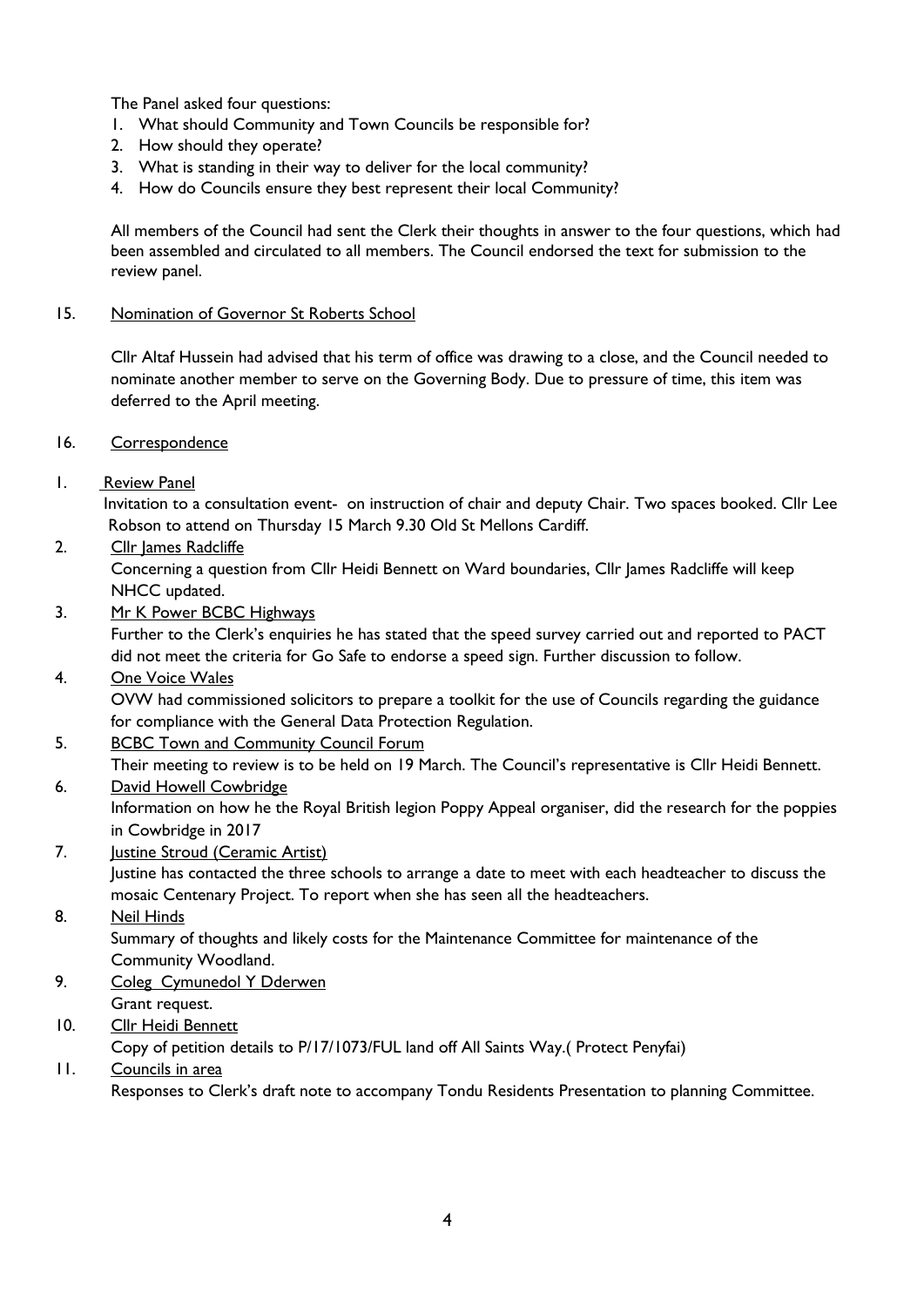The Panel asked four questions:

1. What should Community and Town Councils be responsible for?
2. How should they operate?
3. What is standing in their way to deliver for the local community?
4. How do Councils ensure they best represent their local Community?

All members of the Council had sent the Clerk their thoughts in answer to the four questions, which had been assembled and circulated to all members. The Council endorsed the text for submission to the review panel.

15. <u>Nomination of Governor St Roberts School</u>

Cllr Altaf Hussein had advised that his term of office was drawing to a close, and the Council needed to nominate another member to serve on the Governing Body. Due to pressure of time, this item was deferred to the April meeting.

16. <u>Correspondence</u>

1. <u>Review Panel</u>
   Invitation to a consultation event- on instruction of chair and deputy Chair. Two spaces booked. Cllr Lee Robson to attend on Thursday 15 March 9.30 Old St Mellons Cardiff.
2. <u>Cllr James Radcliffe</u>
   Concerning a question from Cllr Heidi Bennett on Ward boundaries, Cllr James Radcliffe will keep NHCC updated.
3. <u>Mr K Power BCBC Highways</u>
   Further to the Clerk's enquiries he has stated that the speed survey carried out and reported to PACT did not meet the criteria for Go Safe to endorse a speed sign. Further discussion to follow.
4. <u>One Voice Wales</u>
   OVW had commissioned solicitors to prepare a toolkit for the use of Councils regarding the guidance for compliance with the General Data Protection Regulation.
5. <u>BCBC Town and Community Council Forum</u>
   Their meeting to review is to be held on 19 March. The Council's representative is Cllr Heidi Bennett.
6. <u>David Howell Cowbridge</u>
   Information on how he the Royal British legion Poppy Appeal organiser, did the research for the poppies in Cowbridge in 2017
7. <u>Justine Stroud (Ceramic Artist)</u>
   Justine has contacted the three schools to arrange a date to meet with each headteacher to discuss the mosaic Centenary Project. To report when she has seen all the headteachers.
8. <u>Neil Hinds</u>
   Summary of thoughts and likely costs for the Maintenance Committee for maintenance of the Community Woodland.
9. <u>Coleg Cymunedol Y Dderwen</u>
   Grant request.
10. <u>Cllr Heidi Bennett</u>
    Copy of petition details to P/17/1073/FUL land off All Saints Way.( Protect Penyfai)
11. <u>Councils in area</u>
    Responses to Clerk's draft note to accompany Tondu Residents Presentation to planning Committee.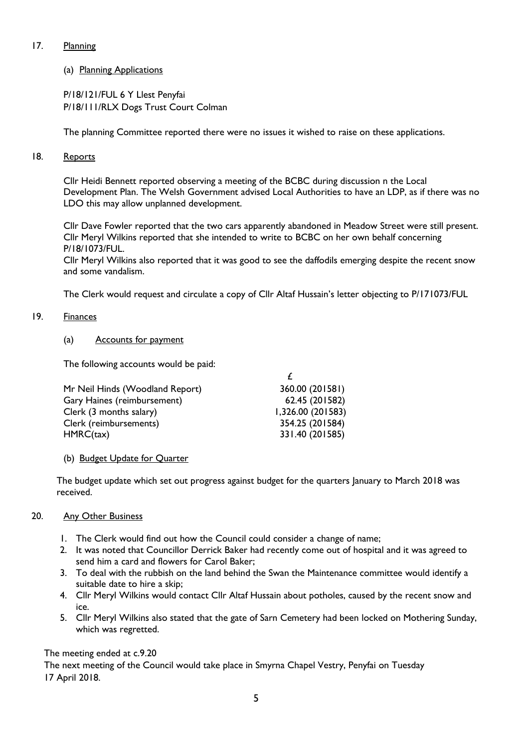17. <u>Planning</u>

(a) <u>Planning Applications</u>

P/18/121/FUL 6 Y Llest Penyfai
P/18/111/RLX Dogs Trust Court Colman

The planning Committee reported there were no issues it wished to raise on these applications.

18. <u>Reports</u>

Cllr Heidi Bennett reported observing a meeting of the BCBC during discussion n the Local Development Plan. The Welsh Government advised Local Authorities to have an LDP, as if there was no LDO this may allow unplanned development.

Cllr Dave Fowler reported that the two cars apparently abandoned in Meadow Street were still present.
Cllr Meryl Wilkins reported that she intended to write to BCBC on her own behalf concerning P/18/1073/FUL.
Cllr Meryl Wilkins also reported that it was good to see the daffodils emerging despite the recent snow and some vandalism.

The Clerk would request and circulate a copy of Cllr Altaf Hussain's letter objecting to P/171073/FUL

19. <u>Finances</u>

(a) <u>Accounts for payment</u>

The following accounts would be paid:

| | £ |
|---|---|
| Mr Neil Hinds (Woodland Report) | 360.00 (201581) |
| Gary Haines (reimbursement) | 62.45 (201582) |
| Clerk (3 months salary) | 1,326.00 (201583) |
| Clerk (reimbursements) | 354.25 (201584) |
| HMRC(tax) | 331.40 (201585) |

(b) <u>Budget Update for Quarter</u>

The budget update which set out progress against budget for the quarters January to March 2018 was received.

20. <u>Any Other Business</u>

1. The Clerk would find out how the Council could consider a change of name;
2. It was noted that Councillor Derrick Baker had recently come out of hospital and it was agreed to send him a card and flowers for Carol Baker;
3. To deal with the rubbish on the land behind the Swan the Maintenance committee would identify a suitable date to hire a skip;
4. Cllr Meryl Wilkins would contact Cllr Altaf Hussain about potholes, caused by the recent snow and ice.
5. Cllr Meryl Wilkins also stated that the gate of Sarn Cemetery had been locked on Mothering Sunday, which was regretted.

The meeting ended at c.9.20
The next meeting of the Council would take place in Smyrna Chapel Vestry, Penyfai on Tuesday 17 April 2018.